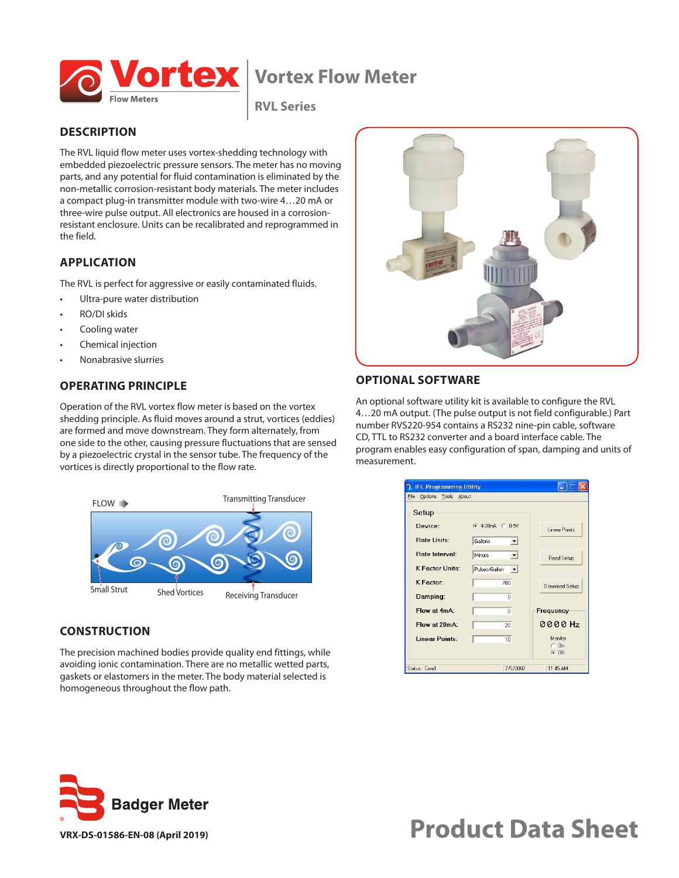# Vortex Flow Meter

## RVL Series

## DESCRIPTION

The RVL liquid flow meter uses vortex-shedding technology with embedded piezoelectric pressure sensors. The meter has no moving parts, and any potential for fluid contamination is eliminated by the non-metallic corrosion-resistant body materials. The meter includes a compact plug-in transmitter module with two-wire 4…20 mA or three-wire pulse output. All electronics are housed in a corrosion-resistant enclosure. Units can be recalibrated and reprogrammed in the field.

## APPLICATION

The RVL is perfect for aggressive or easily contaminated fluids.

- Ultra-pure water distribution
- RO/DI skids
- Cooling water
- Chemical injection
- Nonabrasive slurries

## OPERATING PRINCIPLE

Operation of the RVL vortex flow meter is based on the vortex shedding principle. As fluid moves around a strut, vortices (eddies) are formed and move downstream. They form alternately, from one side to the other, causing pressure fluctuations that are sensed by a piezoelectric crystal in the sensor tube. The frequency of the vortices is directly proportional to the flow rate.

FLOW

Transmitting Transducer

Small Strut

Shed Vortices

Receiving Transducer

## CONSTRUCTION

The precision machined bodies provide quality end fittings, while avoiding ionic contamination. There are no metallic wetted parts, gaskets or elastomers in the meter. The body material selected is homogeneous throughout the flow path.

## OPTIONAL SOFTWARE

An optional software utility kit is available to configure the RVL 4…20 mA output. (The pulse output is not field configurable.) Part number RVS220-954 contains a RS232 nine-pin cable, software CD, TTL to RS232 converter and a board interface cable. The program enables easy configuration of span, damping and units of measurement.

VRX-DS-01586-EN-08 (April 2019)

Product Data Sheet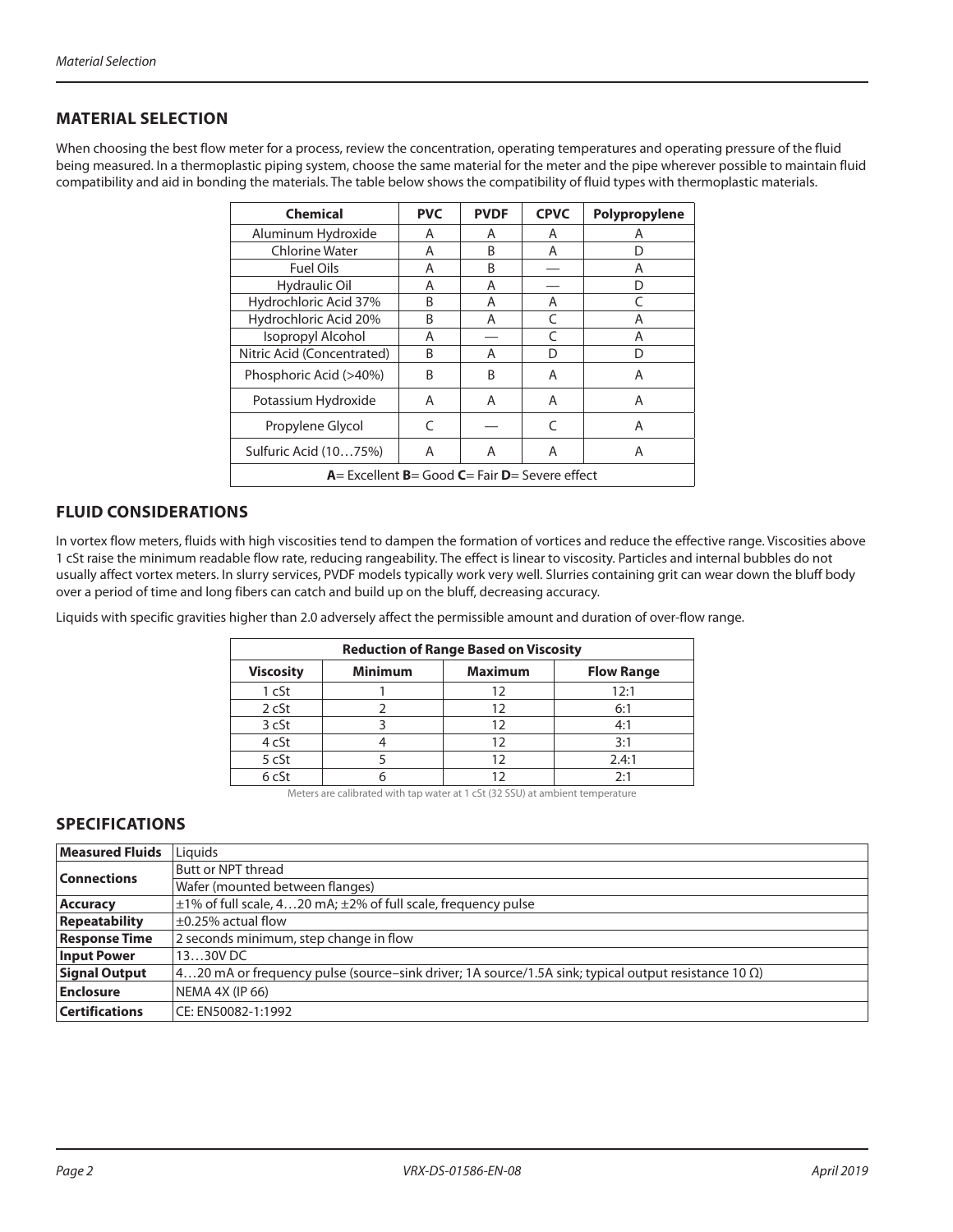## MATERIAL SELECTION

When choosing the best flow meter for a process, review the concentration, operating temperatures and operating pressure of the fluid being measured. In a thermoplastic piping system, choose the same material for the meter and the pipe wherever possible to maintain fluid compatibility and aid in bonding the materials. The table below shows the compatibility of fluid types with thermoplastic materials.

| Chemical | PVC | PVDF | CPVC | Polypropylene |
|---|---|---|---|---|
| Aluminum Hydroxide | A | A | A | A |
| Chlorine Water | A | B | A | D |
| Fuel Oils | A | B | — | A |
| Hydraulic Oil | A | A | — | D |
| Hydrochloric Acid 37% | B | A | A | C |
| Hydrochloric Acid 20% | B | A | C | A |
| Isopropyl Alcohol | A | — | C | A |
| Nitric Acid (Concentrated) | B | A | D | D |
| Phosphoric Acid (>40%) | B | B | A | A |
| Potassium Hydroxide | A | A | A | A |
| Propylene Glycol | C | — | C | A |
| Sulfuric Acid (10…75%) | A | A | A | A |
| **A**= Excellent **B**= Good **C**= Fair **D**= Severe effect | | | | |

## FLUID CONSIDERATIONS

In vortex flow meters, fluids with high viscosities tend to dampen the formation of vortices and reduce the effective range. Viscosities above 1 cSt raise the minimum readable flow rate, reducing rangeability. The effect is linear to viscosity. Particles and internal bubbles do not usually affect vortex meters. In slurry services, PVDF models typically work very well. Slurries containing grit can wear down the bluff body over a period of time and long fibers can catch and build up on the bluff, decreasing accuracy.

Liquids with specific gravities higher than 2.0 adversely affect the permissible amount and duration of over-flow range.

| Reduction of Range Based on Viscosity | | | |
|---|---|---|---|
| **Viscosity** | **Minimum** | **Maximum** | **Flow Range** |
| 1 cSt | 1 | 12 | 12:1 |
| 2 cSt | 2 | 12 | 6:1 |
| 3 cSt | 3 | 12 | 4:1 |
| 4 cSt | 4 | 12 | 3:1 |
| 5 cSt | 5 | 12 | 2.4:1 |
| 6 cSt | 6 | 12 | 2:1 |

Meters are calibrated with tap water at 1 cSt (32 SSU) at ambient temperature

## SPECIFICATIONS

| | |
|---|---|
| **Measured Fluids** | Liquids |
| **Connections** | Butt or NPT thread |
| | Wafer (mounted between flanges) |
| **Accuracy** | ±1% of full scale, 4…20 mA; ±2% of full scale, frequency pulse |
| **Repeatability** | ±0.25% actual flow |
| **Response Time** | 2 seconds minimum, step change in flow |
| **Input Power** | 13…30V DC |
| **Signal Output** | 4…20 mA or frequency pulse (source–sink driver; 1A source/1.5A sink; typical output resistance 10 Ω) |
| **Enclosure** | NEMA 4X (IP 66) |
| **Certifications** | CE: EN50082-1:1992 |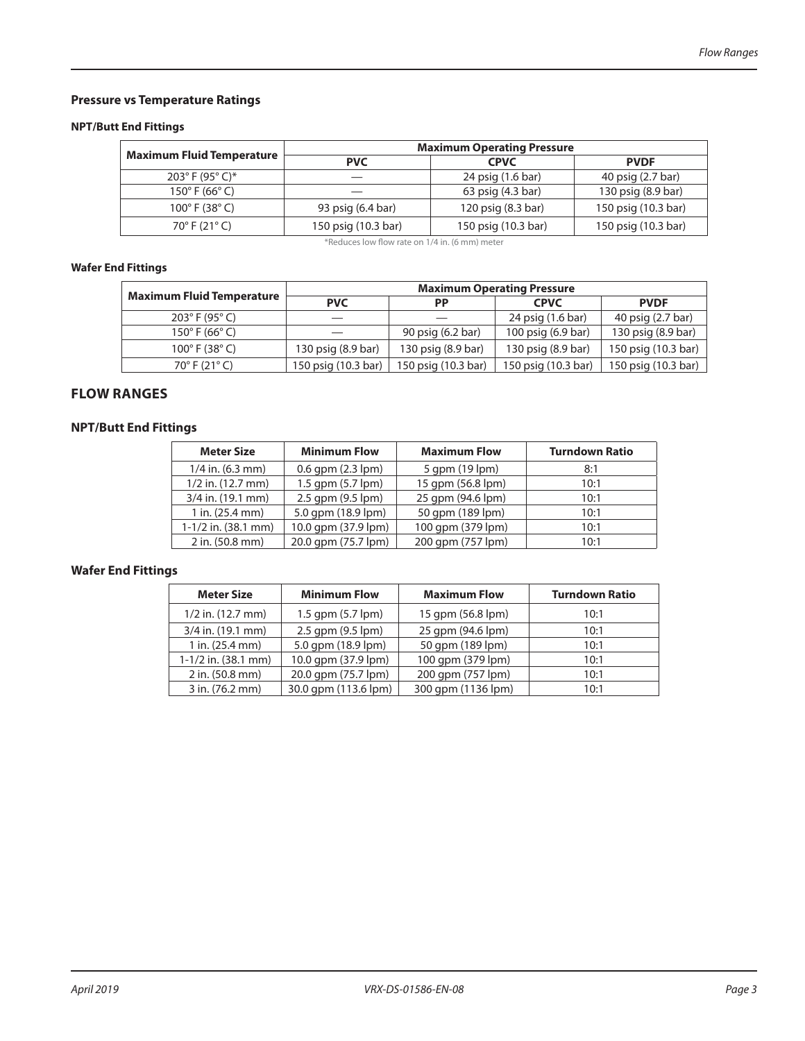## Pressure vs Temperature Ratings

### NPT/Butt End Fittings

| Maximum Fluid Temperature | Maximum Operating Pressure | | |
|---|---|---|---|
| | PVC | CPVC | PVDF |
| 203° F (95° C)* | — | 24 psig (1.6 bar) | 40 psig (2.7 bar) |
| 150° F (66° C) | — | 63 psig (4.3 bar) | 130 psig (8.9 bar) |
| 100° F (38° C) | 93 psig (6.4 bar) | 120 psig (8.3 bar) | 150 psig (10.3 bar) |
| 70° F (21° C) | 150 psig (10.3 bar) | 150 psig (10.3 bar) | 150 psig (10.3 bar) |

*Reduces low flow rate on 1/4 in. (6 mm) meter

### Wafer End Fittings

| Maximum Fluid Temperature | Maximum Operating Pressure | | | |
|---|---|---|---|---|
| | PVC | PP | CPVC | PVDF |
| 203° F (95° C) | — | — | 24 psig (1.6 bar) | 40 psig (2.7 bar) |
| 150° F (66° C) | — | 90 psig (6.2 bar) | 100 psig (6.9 bar) | 130 psig (8.9 bar) |
| 100° F (38° C) | 130 psig (8.9 bar) | 130 psig (8.9 bar) | 130 psig (8.9 bar) | 150 psig (10.3 bar) |
| 70° F (21° C) | 150 psig (10.3 bar) | 150 psig (10.3 bar) | 150 psig (10.3 bar) | 150 psig (10.3 bar) |

## FLOW RANGES

### NPT/Butt End Fittings

| Meter Size | Minimum Flow | Maximum Flow | Turndown Ratio |
|---|---|---|---|
| 1/4 in. (6.3 mm) | 0.6 gpm (2.3 lpm) | 5 gpm (19 lpm) | 8:1 |
| 1/2 in. (12.7 mm) | 1.5 gpm (5.7 lpm) | 15 gpm (56.8 lpm) | 10:1 |
| 3/4 in. (19.1 mm) | 2.5 gpm (9.5 lpm) | 25 gpm (94.6 lpm) | 10:1 |
| 1 in. (25.4 mm) | 5.0 gpm (18.9 lpm) | 50 gpm (189 lpm) | 10:1 |
| 1-1/2 in. (38.1 mm) | 10.0 gpm (37.9 lpm) | 100 gpm (379 lpm) | 10:1 |
| 2 in. (50.8 mm) | 20.0 gpm (75.7 lpm) | 200 gpm (757 lpm) | 10:1 |

### Wafer End Fittings

| Meter Size | Minimum Flow | Maximum Flow | Turndown Ratio |
|---|---|---|---|
| 1/2 in. (12.7 mm) | 1.5 gpm (5.7 lpm) | 15 gpm (56.8 lpm) | 10:1 |
| 3/4 in. (19.1 mm) | 2.5 gpm (9.5 lpm) | 25 gpm (94.6 lpm) | 10:1 |
| 1 in. (25.4 mm) | 5.0 gpm (18.9 lpm) | 50 gpm (189 lpm) | 10:1 |
| 1-1/2 in. (38.1 mm) | 10.0 gpm (37.9 lpm) | 100 gpm (379 lpm) | 10:1 |
| 2 in. (50.8 mm) | 20.0 gpm (75.7 lpm) | 200 gpm (757 lpm) | 10:1 |
| 3 in. (76.2 mm) | 30.0 gpm (113.6 lpm) | 300 gpm (1136 lpm) | 10:1 |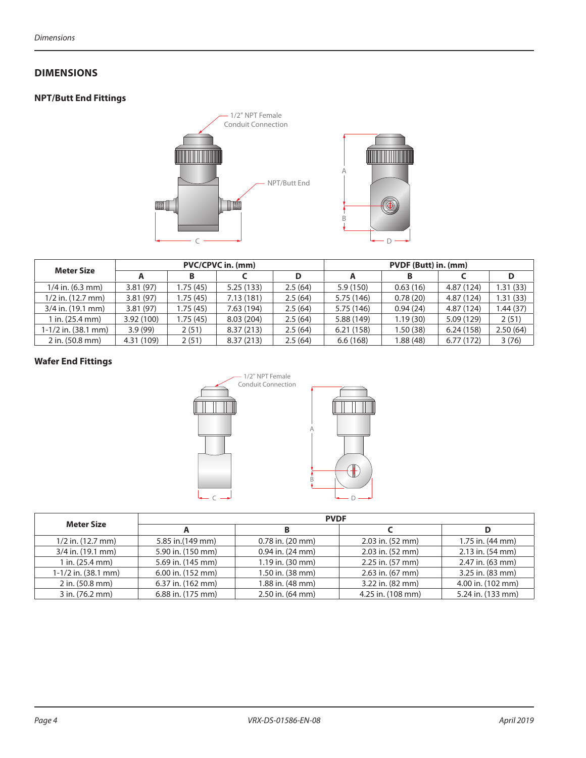## DIMENSIONS

### NPT/Butt End Fittings

1/2" NPT Female Conduit Connection

NPT/Butt End

| Meter Size | PVC/CPVC in. (mm) | | | | PVDF (Butt) in. (mm) | | | |
|---|---|---|---|---|---|---|---|---|
| | A | B | C | D | A | B | C | D |
| 1/4 in. (6.3 mm) | 3.81 (97) | 1.75 (45) | 5.25 (133) | 2.5 (64) | 5.9 (150) | 0.63 (16) | 4.87 (124) | 1.31 (33) |
| 1/2 in. (12.7 mm) | 3.81 (97) | 1.75 (45) | 7.13 (181) | 2.5 (64) | 5.75 (146) | 0.78 (20) | 4.87 (124) | 1.31 (33) |
| 3/4 in. (19.1 mm) | 3.81 (97) | 1.75 (45) | 7.63 (194) | 2.5 (64) | 5.75 (146) | 0.94 (24) | 4.87 (124) | 1.44 (37) |
| 1 in. (25.4 mm) | 3.92 (100) | 1.75 (45) | 8.03 (204) | 2.5 (64) | 5.88 (149) | 1.19 (30) | 5.09 (129) | 2 (51) |
| 1-1/2 in. (38.1 mm) | 3.9 (99) | 2 (51) | 8.37 (213) | 2.5 (64) | 6.21 (158) | 1.50 (38) | 6.24 (158) | 2.50 (64) |
| 2 in. (50.8 mm) | 4.31 (109) | 2 (51) | 8.37 (213) | 2.5 (64) | 6.6 (168) | 1.88 (48) | 6.77 (172) | 3 (76) |

### Wafer End Fittings

1/2" NPT Female Conduit Connection

| Meter Size | PVDF | | | |
|---|---|---|---|---|
| | A | B | C | D |
| 1/2 in. (12.7 mm) | 5.85 in.(149 mm) | 0.78 in. (20 mm) | 2.03 in. (52 mm) | 1.75 in. (44 mm) |
| 3/4 in. (19.1 mm) | 5.90 in. (150 mm) | 0.94 in. (24 mm) | 2.03 in. (52 mm) | 2.13 in. (54 mm) |
| 1 in. (25.4 mm) | 5.69 in. (145 mm) | 1.19 in. (30 mm) | 2.25 in. (57 mm) | 2.47 in. (63 mm) |
| 1-1/2 in. (38.1 mm) | 6.00 in. (152 mm) | 1.50 in. (38 mm) | 2.63 in. (67 mm) | 3.25 in. (83 mm) |
| 2 in. (50.8 mm) | 6.37 in. (162 mm) | 1.88 in. (48 mm) | 3.22 in. (82 mm) | 4.00 in. (102 mm) |
| 3 in. (76.2 mm) | 6.88 in. (175 mm) | 2.50 in. (64 mm) | 4.25 in. (108 mm) | 5.24 in. (133 mm) |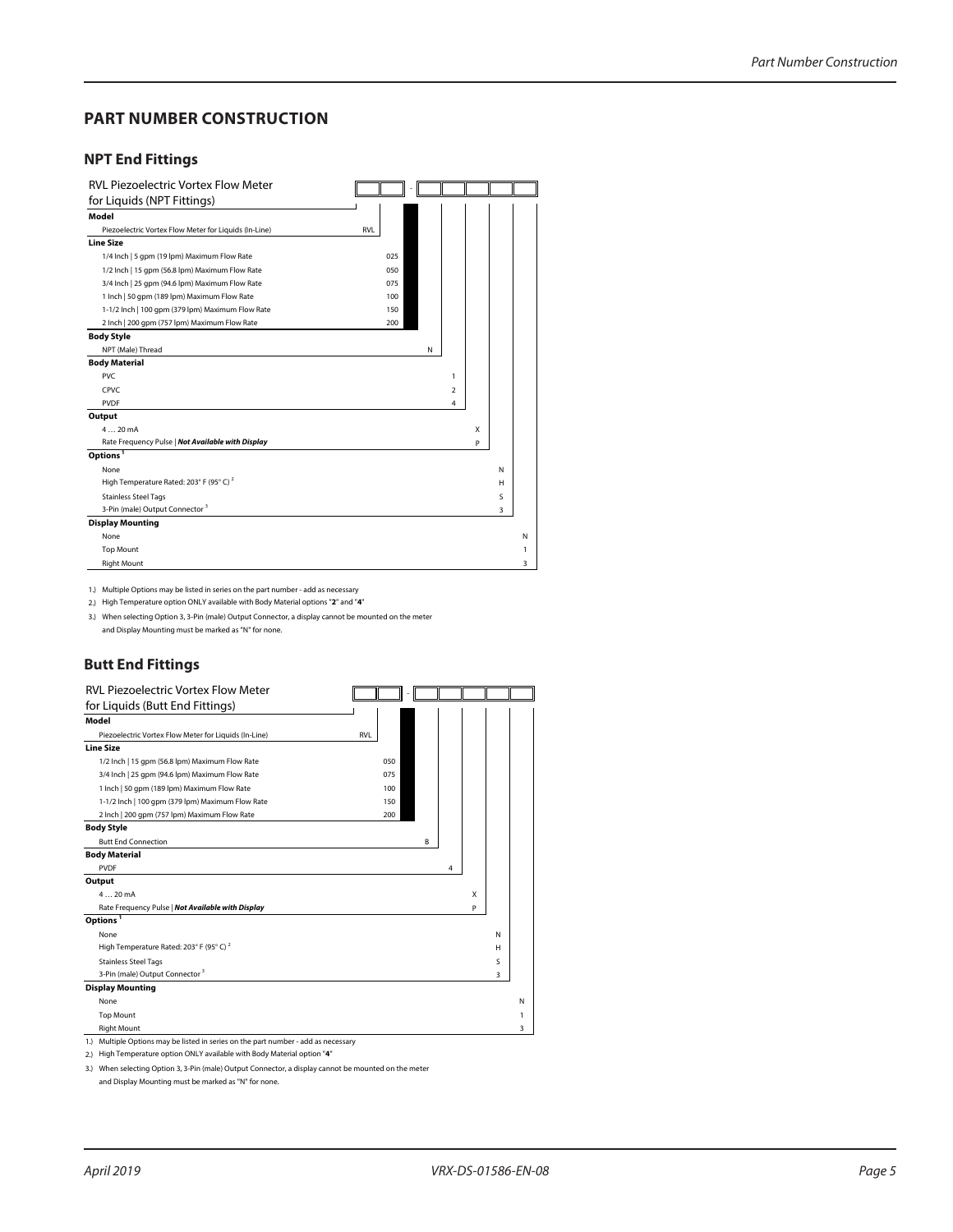## PART NUMBER CONSTRUCTION

### NPT End Fittings

RVL Piezoelectric Vortex Flow Meter for Liquids (NPT Fittings)

| Category | Description | Code |
|---|---|---|
| **Model** | | |
| | Piezoelectric Vortex Flow Meter for Liquids (In-Line) | RVL |
| **Line Size** | | |
| | 1/4 Inch \| 5 gpm (19 lpm) Maximum Flow Rate | 025 |
| | 1/2 Inch \| 15 gpm (56.8 lpm) Maximum Flow Rate | 050 |
| | 3/4 Inch \| 25 gpm (94.6 lpm) Maximum Flow Rate | 075 |
| | 1 Inch \| 50 gpm (189 lpm) Maximum Flow Rate | 100 |
| | 1-1/2 Inch \| 100 gpm (379 lpm) Maximum Flow Rate | 150 |
| | 2 Inch \| 200 gpm (757 lpm) Maximum Flow Rate | 200 |
| **Body Style** | | |
| | NPT (Male) Thread | N |
| **Body Material** | | |
| | PVC | 1 |
| | CPVC | 2 |
| | PVDF | 4 |
| **Output** | | |
| | 4 … 20 mA | X |
| | Rate Frequency Pulse \| ***Not Available with Display*** | P |
| **Options** [1] | | |
| | None | N |
| | High Temperature Rated: 203° F (95° C) [2] | H |
| | Stainless Steel Tags | S |
| | 3-Pin (male) Output Connector [3] | 3 |
| **Display Mounting** | | |
| | None | N |
| | Top Mount | 1 |
| | Right Mount | 3 |

1.) Multiple Options may be listed in series on the part number - add as necessary

2.) High Temperature option ONLY available with Body Material options "**2**" and "**4**"

3.) When selecting Option 3, 3-Pin (male) Output Connector, a display cannot be mounted on the meter and Display Mounting must be marked as "N" for none.

### Butt End Fittings

RVL Piezoelectric Vortex Flow Meter for Liquids (Butt End Fittings)

| Category | Description | Code |
|---|---|---|
| **Model** | | |
| | Piezoelectric Vortex Flow Meter for Liquids (In-Line) | RVL |
| **Line Size** | | |
| | 1/2 Inch \| 15 gpm (56.8 lpm) Maximum Flow Rate | 050 |
| | 3/4 Inch \| 25 gpm (94.6 lpm) Maximum Flow Rate | 075 |
| | 1 Inch \| 50 gpm (189 lpm) Maximum Flow Rate | 100 |
| | 1-1/2 Inch \| 100 gpm (379 lpm) Maximum Flow Rate | 150 |
| | 2 Inch \| 200 gpm (757 lpm) Maximum Flow Rate | 200 |
| **Body Style** | | |
| | Butt End Connection | B |
| **Body Material** | | |
| | PVDF | 4 |
| **Output** | | |
| | 4 … 20 mA | X |
| | Rate Frequency Pulse \| ***Not Available with Display*** | P |
| **Options** [1] | | |
| | None | N |
| | High Temperature Rated: 203° F (95° C) [2] | H |
| | Stainless Steel Tags | S |
| | 3-Pin (male) Output Connector [3] | 3 |
| **Display Mounting** | | |
| | None | N |
| | Top Mount | 1 |
| | Right Mount | 3 |

1.) Multiple Options may be listed in series on the part number - add as necessary

2.) High Temperature option ONLY available with Body Material option "**4**"

3.) When selecting Option 3, 3-Pin (male) Output Connector, a display cannot be mounted on the meter and Display Mounting must be marked as "N" for none.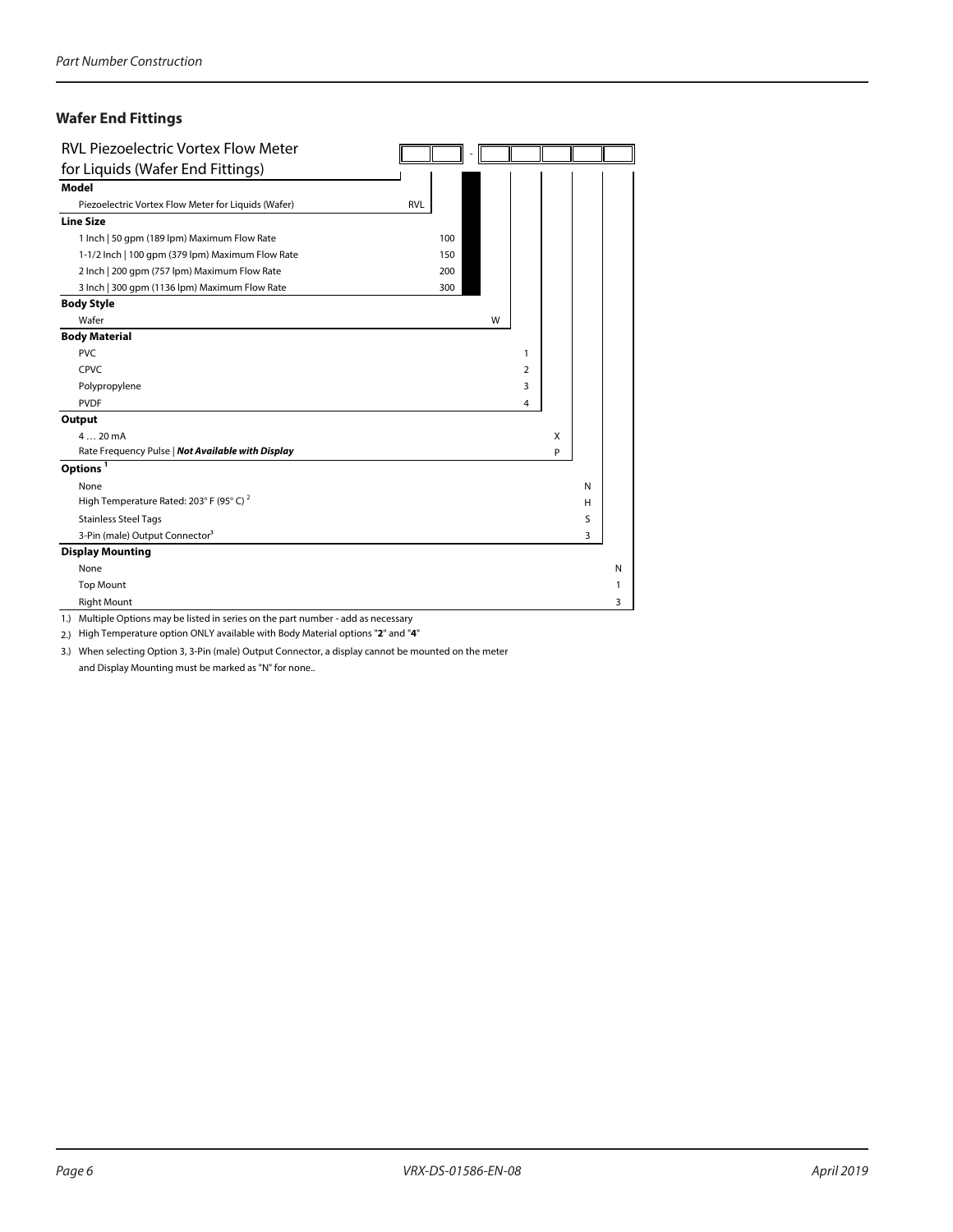## Wafer End Fittings

**RVL Piezoelectric Vortex Flow Meter for Liquids (Wafer End Fittings)**

| | Code |
|---|---|
| **Model** | |
| Piezoelectric Vortex Flow Meter for Liquids (Wafer) | RVL |
| **Line Size** | |
| 1 Inch \| 50 gpm (189 lpm) Maximum Flow Rate | 100 |
| 1-1/2 Inch \| 100 gpm (379 lpm) Maximum Flow Rate | 150 |
| 2 Inch \| 200 gpm (757 lpm) Maximum Flow Rate | 200 |
| 3 Inch \| 300 gpm (1136 lpm) Maximum Flow Rate | 300 |
| **Body Style** | |
| Wafer | W |
| **Body Material** | |
| PVC | 1 |
| CPVC | 2 |
| Polypropylene | 3 |
| PVDF | 4 |
| **Output** | |
| 4 … 20 mA | X |
| Rate Frequency Pulse \| ***Not Available with Display*** | P |
| **Options** [1] | |
| None | N |
| High Temperature Rated: 203° F (95° C) [2] | H |
| Stainless Steel Tags | S |
| 3-Pin (male) Output Connector[3] | 3 |
| **Display Mounting** | |
| None | N |
| Top Mount | 1 |
| Right Mount | 3 |

1.) Multiple Options may be listed in series on the part number - add as necessary

2.) High Temperature option ONLY available with Body Material options "**2**" and "**4**"

3.) When selecting Option 3, 3-Pin (male) Output Connector, a display cannot be mounted on the meter and Display Mounting must be marked as "N" for none..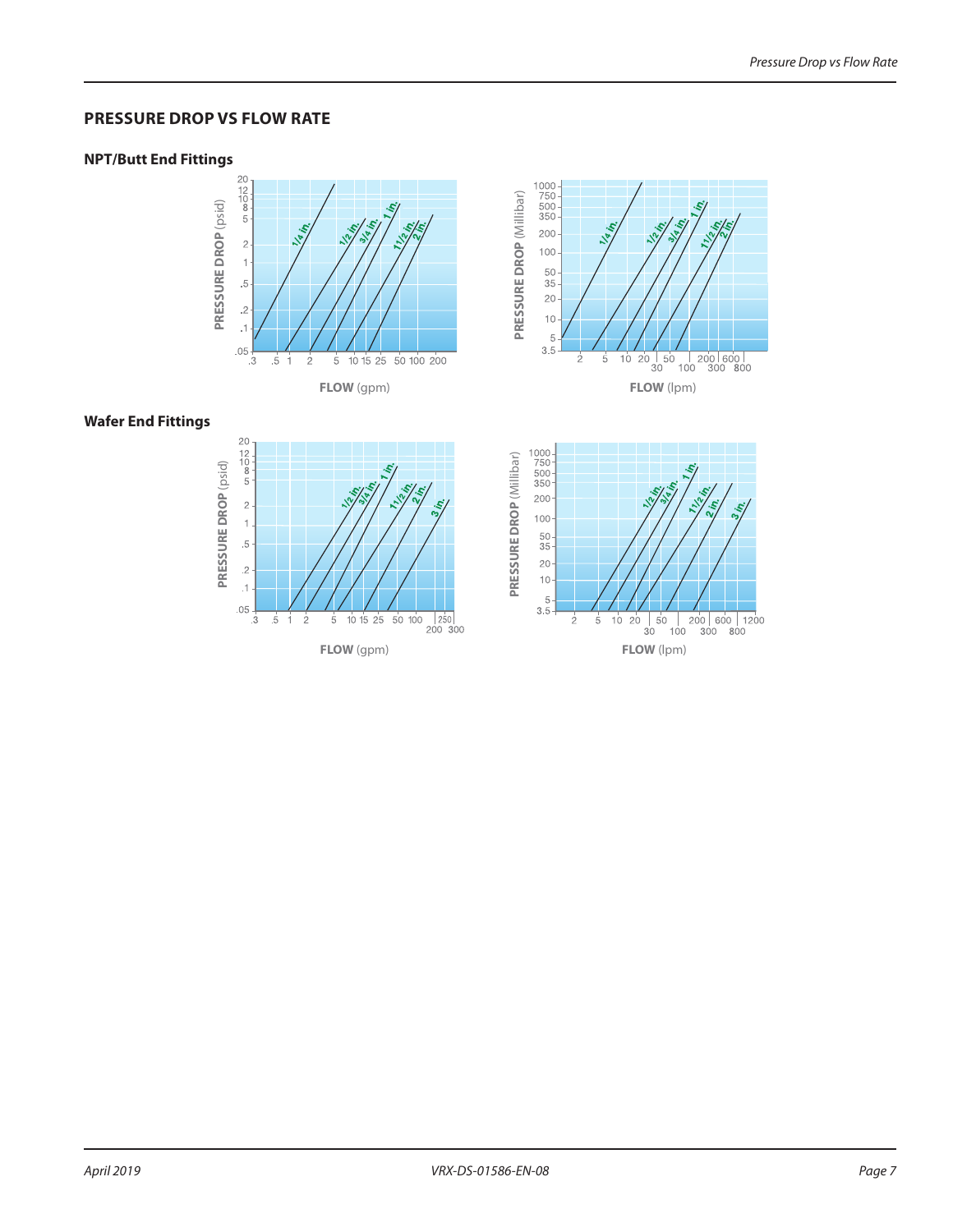## PRESSURE DROP VS FLOW RATE

### NPT/Butt End Fittings

### Wafer End Fittings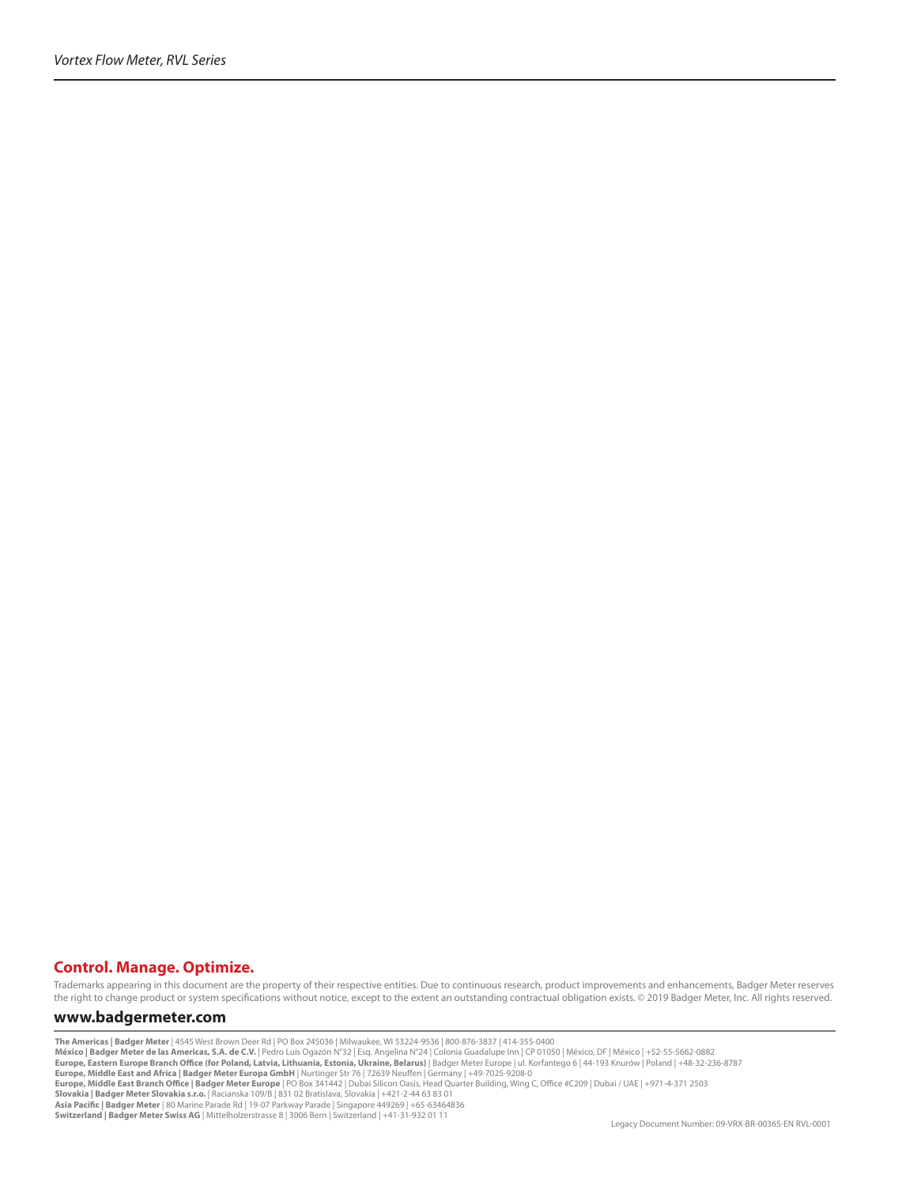**Control. Manage. Optimize.**

Trademarks appearing in this document are the property of their respective entities. Due to continuous research, product improvements and enhancements, Badger Meter reserves the right to change product or system specifications without notice, except to the extent an outstanding contractual obligation exists. © 2019 Badger Meter, Inc. All rights reserved.

**www.badgermeter.com**

**The Americas | Badger Meter** | 4545 West Brown Deer Rd | PO Box 245036 | Milwaukee, WI 53224-9536 | 800-876-3837 | 414-355-0400
**México | Badger Meter de las Americas, S.A. de C.V.** | Pedro Luis Ogazón N°32 | Esq. Angelina N°24 | Colonia Guadalupe Inn | CP 01050 | México, DF | México | +52-55-5662-0882
**Europe, Eastern Europe Branch Office (for Poland, Latvia, Lithuania, Estonia, Ukraine, Belarus)** | Badger Meter Europe | ul. Korfantego 6 | 44-193 Knurów | Poland | +48-32-236-8787
**Europe, Middle East and Africa | Badger Meter Europa GmbH** | Nurtinger Str 76 | 72639 Neuffen | Germany | +49-7025-9208-0
**Europe, Middle East Branch Office | Badger Meter Europe** | PO Box 341442 | Dubai Silicon Oasis, Head Quarter Building, Wing C, Office #C209 | Dubai / UAE | +971-4-371 2503
**Slovakia | Badger Meter Slovakia s.r.o.** | Racianska 109/B | 831 02 Bratislava, Slovakia | +421-2-44 63 83 01
**Asia Pacific | Badger Meter** | 80 Marine Parade Rd | 19-07 Parkway Parade | Singapore 449269 | +65-63464836
**Switzerland | Badger Meter Swiss AG** | Mittelholzerstrasse 8 | 3006 Bern | Switzerland | +41-31-932 01 11

Legacy Document Number: 09-VRX-BR-00365-EN RVL-0001